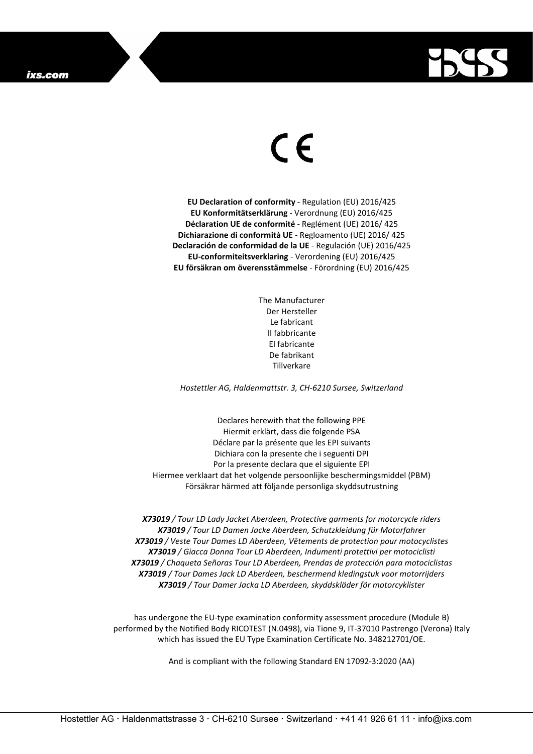ixs.com

CE

**EU Declaration of conformity** - Regulation (EU) 2016/425
**EU Konformitätserklärung** - Verordnung (EU) 2016/425
**Déclaration UE de conformité** - Reglément (UE) 2016/ 425
**Dichiarazione di conformità UE** - Regloamento (UE) 2016/ 425
**Declaración de conformidad de la UE** - Regulación (UE) 2016/425
**EU-conformiteitsverklaring** - Verordening (EU) 2016/425
**EU försäkran om överensstämmelse** - Förordning (EU) 2016/425

The Manufacturer
Der Hersteller
Le fabricant
Il fabbricante
El fabricante
De fabrikant
Tillverkare

*Hostettler AG, Haldenmattstr. 3, CH-6210 Sursee, Switzerland*

Declares herewith that the following PPE
Hiermit erklärt, dass die folgende PSA
Déclare par la présente que les EPI suivants
Dichiara con la presente che i seguenti DPI
Por la presente declara que el siguiente EPI
Hiermee verklaart dat het volgende persoonlijke beschermingsmiddel (PBM)
Försäkrar härmed att följande personliga skyddsutrustning

***X73019** / Tour LD Lady Jacket Aberdeen, Protective garments for motorcycle riders*
***X73019** / Tour LD Damen Jacke Aberdeen, Schutzkleidung für Motorfahrer*
***X73019** / Veste Tour Dames LD Aberdeen, Vêtements de protection pour motocyclistes*
***X73019** / Giacca Donna Tour LD Aberdeen, Indumenti protettivi per motociclisti*
***X73019** / Chaqueta Señoras Tour LD Aberdeen, Prendas de protección para motociclistas*
***X73019** / Tour Dames Jack LD Aberdeen, beschermend kledingstuk voor motorrijders*
***X73019** / Tour Damer Jacka LD Aberdeen, skyddskläder för motorcyklister*

has undergone the EU-type examination conformity assessment procedure (Module B) performed by the Notified Body RICOTEST (N.0498), via Tione 9, IT-37010 Pastrengo (Verona) Italy which has issued the EU Type Examination Certificate No. 348212701/OE.

And is compliant with the following Standard EN 17092-3:2020 (AA)

Hostettler AG · Haldenmattstrasse 3 · CH-6210 Sursee · Switzerland · +41 41 926 61 11 · info@ixs.com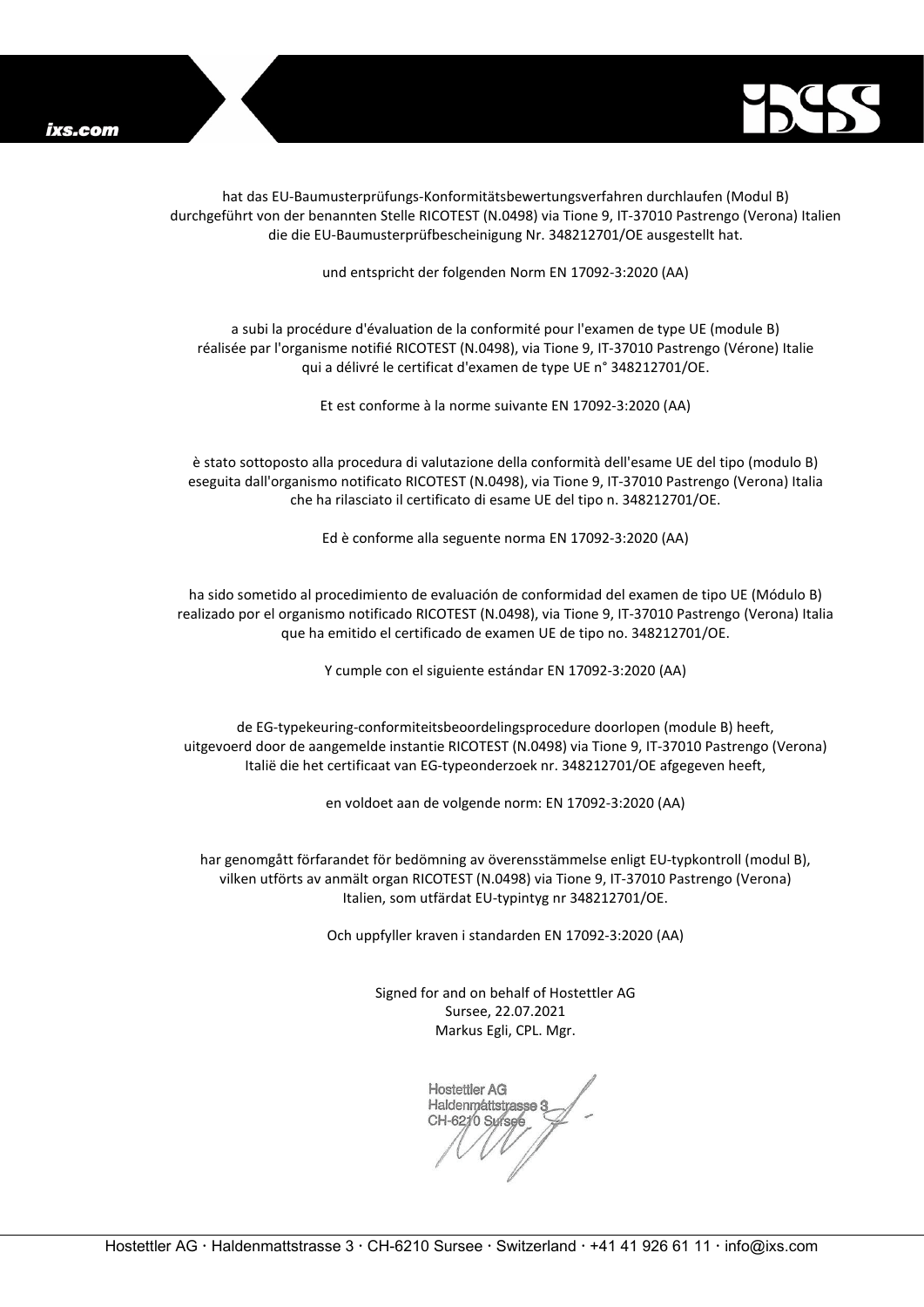hat das EU-Baumusterprüfungs-Konformitätsbewertungsverfahren durchlaufen (Modul B) durchgeführt von der benannten Stelle RICOTEST (N.0498) via Tione 9, IT-37010 Pastrengo (Verona) Italien die die EU-Baumusterprüfbescheinigung Nr. 348212701/OE ausgestellt hat.

und entspricht der folgenden Norm EN 17092-3:2020 (AA)

a subi la procédure d'évaluation de la conformité pour l'examen de type UE (module B) réalisée par l'organisme notifié RICOTEST (N.0498), via Tione 9, IT-37010 Pastrengo (Vérone) Italie qui a délivré le certificat d'examen de type UE n° 348212701/OE.

Et est conforme à la norme suivante EN 17092-3:2020 (AA)

è stato sottoposto alla procedura di valutazione della conformità dell'esame UE del tipo (modulo B) eseguita dall'organismo notificato RICOTEST (N.0498), via Tione 9, IT-37010 Pastrengo (Verona) Italia che ha rilasciato il certificato di esame UE del tipo n. 348212701/OE.

Ed è conforme alla seguente norma EN 17092-3:2020 (AA)

ha sido sometido al procedimiento de evaluación de conformidad del examen de tipo UE (Módulo B) realizado por el organismo notificado RICOTEST (N.0498), via Tione 9, IT-37010 Pastrengo (Verona) Italia que ha emitido el certificado de examen UE de tipo no. 348212701/OE.

Y cumple con el siguiente estándar EN 17092-3:2020 (AA)

de EG-typekeuring-conformiteitsbeoordelingsprocedure doorlopen (module B) heeft, uitgevoerd door de aangemelde instantie RICOTEST (N.0498) via Tione 9, IT-37010 Pastrengo (Verona) Italië die het certificaat van EG-typeonderzoek nr. 348212701/OE afgegeven heeft,

en voldoet aan de volgende norm: EN 17092-3:2020 (AA)

har genomgått förfarandet för bedömning av överensstämmelse enligt EU-typkontroll (modul B), vilken utförts av anmält organ RICOTEST (N.0498) via Tione 9, IT-37010 Pastrengo (Verona) Italien, som utfärdat EU-typintyg nr 348212701/OE.

Och uppfyller kraven i standarden EN 17092-3:2020 (AA)

Signed for and on behalf of Hostettler AG
Sursee, 22.07.2021
Markus Egli, CPL. Mgr.

Hostettler AG
Haldenmattstrasse 3
CH-6210 Sursee